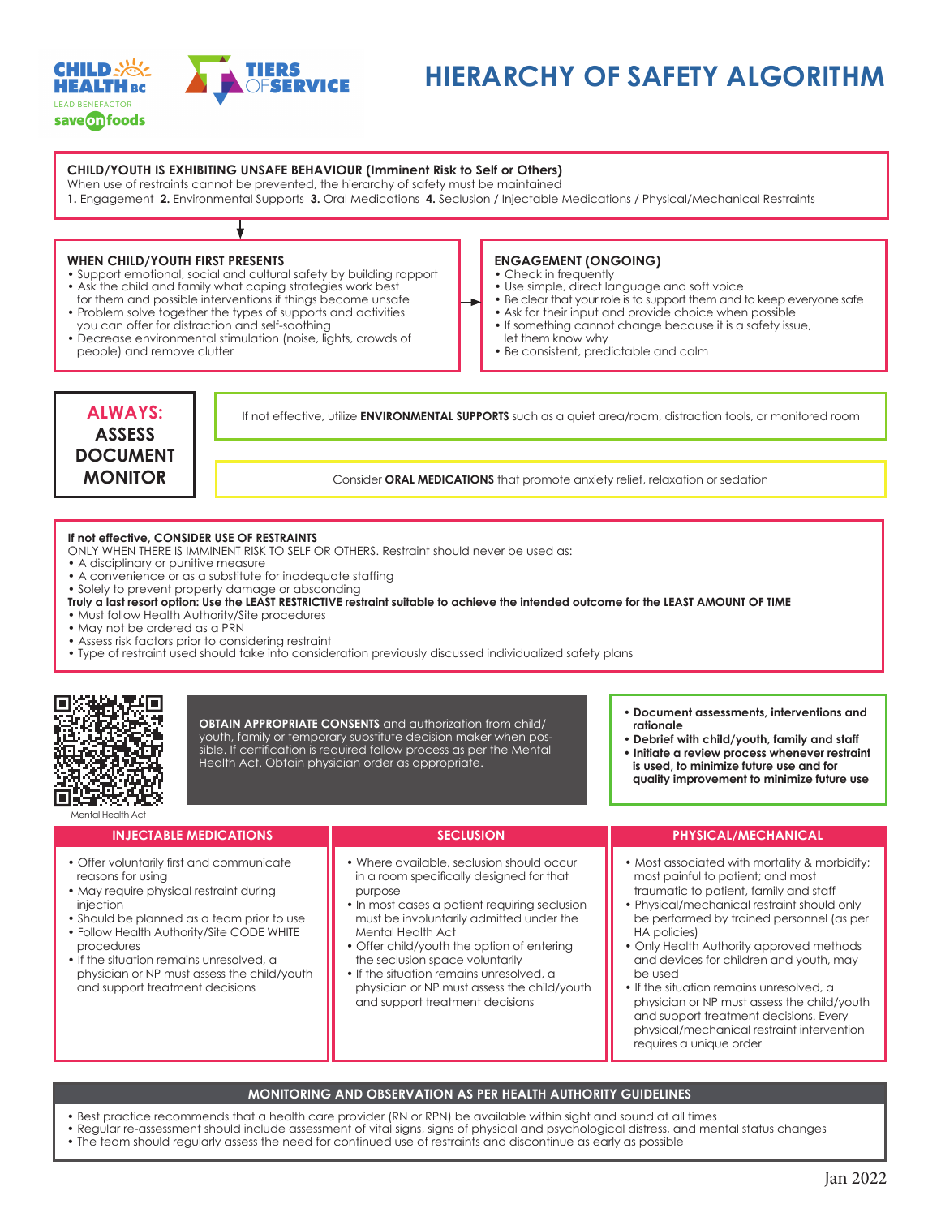# HIERARCHY OF SAFETY ALGORITHM

## CHILD/YOUTH IS EXHIBITING UNSAFE BEHAVIOUR (Imminent Risk to Self or Others)

When use of restraints cannot be prevented, the hierarchy of safety must be maintained

**1.** Engagement **2.** Environmental Supports **3.** Oral Medications **4.** Seclusion / Injectable Medications / Physical/Mechanical Restraints

### WHEN CHILD/YOUTH FIRST PRESENTS

- Support emotional, social and cultural safety by building rapport
- Ask the child and family what coping strategies work best for them and possible interventions if things become unsafe
- Problem solve together the types of supports and activities you can offer for distraction and self-soothing
- Decrease environmental stimulation (noise, lights, crowds of people) and remove clutter

### ENGAGEMENT (ONGOING)

- Check in frequently
- Use simple, direct language and soft voice
- Be clear that your role is to support them and to keep everyone safe
- Ask for their input and provide choice when possible
- If something cannot change because it is a safety issue, let them know why
- Be consistent, predictable and calm

**ALWAYS: ASSESS DOCUMENT MONITOR**

If not effective, utilize **ENVIRONMENTAL SUPPORTS** such as a quiet area/room, distraction tools, or monitored room

Consider **ORAL MEDICATIONS** that promote anxiety relief, relaxation or sedation

### If not effective, CONSIDER USE OF RESTRAINTS

ONLY WHEN THERE IS IMMINENT RISK TO SELF OR OTHERS. Restraint should never be used as:

- A disciplinary or punitive measure
- A convenience or as a substitute for inadequate staffing
- Solely to prevent property damage or absconding

**Truly a last resort option: Use the LEAST RESTRICTIVE restraint suitable to achieve the intended outcome for the LEAST AMOUNT OF TIME**

- Must follow Health Authority/Site procedures
- May not be ordered as a PRN
- Assess risk factors prior to considering restraint
- Type of restraint used should take into consideration previously discussed individualized safety plans

Mental Health Act

**OBTAIN APPROPRIATE CONSENTS** and authorization from child/youth, family or temporary substitute decision maker when possible. If certification is required follow process as per the Mental Health Act. Obtain physician order as appropriate.

- **Document assessments, interventions and rationale**
- **Debrief with child/youth, family and staff**
- **Initiate a review process whenever restraint is used, to minimize future use and for quality improvement to minimize future use**

### INJECTABLE MEDICATIONS

- Offer voluntarily first and communicate reasons for using
- May require physical restraint during injection
- Should be planned as a team prior to use
- Follow Health Authority/Site CODE WHITE procedures
- If the situation remains unresolved, a physician or NP must assess the child/youth and support treatment decisions

### SECLUSION

- Where available, seclusion should occur in a room specifically designed for that purpose
- In most cases a patient requiring seclusion must be involuntarily admitted under the Mental Health Act
- Offer child/youth the option of entering the seclusion space voluntarily
- If the situation remains unresolved, a physician or NP must assess the child/youth and support treatment decisions

### PHYSICAL/MECHANICAL

- Most associated with mortality & morbidity; most painful to patient; and most traumatic to patient, family and staff
- Physical/mechanical restraint should only be performed by trained personnel (as per HA policies)
- Only Health Authority approved methods and devices for children and youth, may be used
- If the situation remains unresolved, a physician or NP must assess the child/youth and support treatment decisions. Every physical/mechanical restraint intervention requires a unique order

### MONITORING AND OBSERVATION AS PER HEALTH AUTHORITY GUIDELINES

- Best practice recommends that a health care provider (RN or RPN) be available within sight and sound at all times
- Regular re-assessment should include assessment of vital signs, signs of physical and psychological distress, and mental status changes
- The team should regularly assess the need for continued use of restraints and discontinue as early as possible

Jan 2022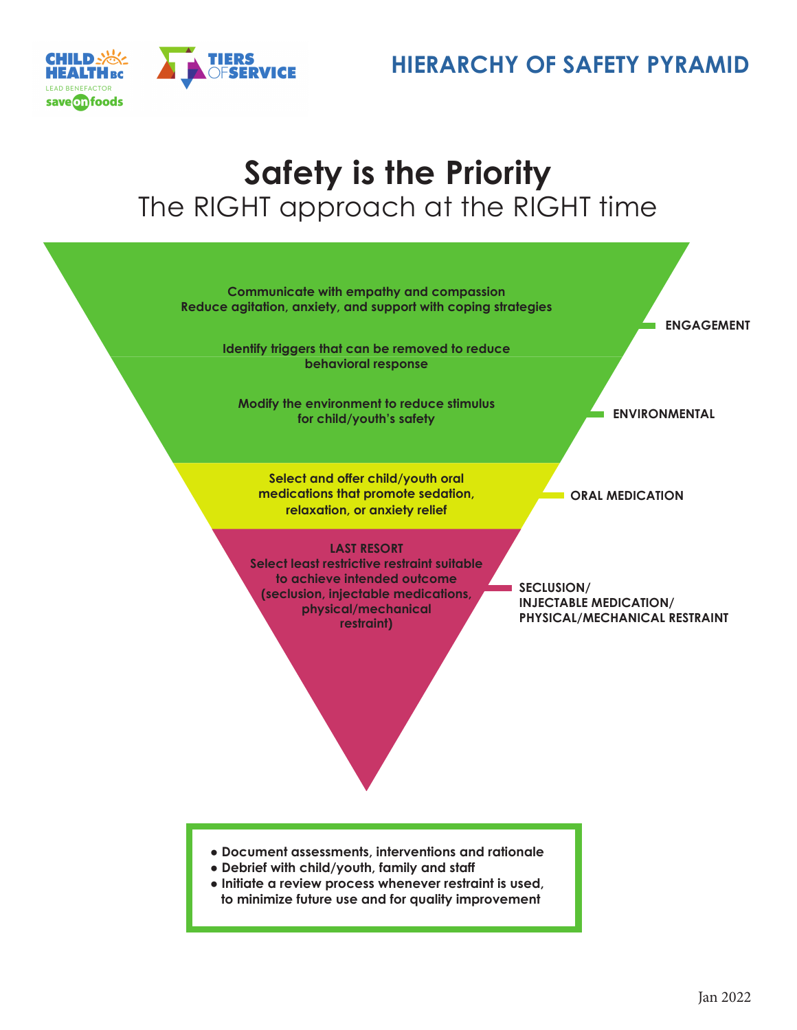# HIERARCHY OF SAFETY PYRAMID

## Safety is the Priority

The RIGHT approach at the RIGHT time

**ENGAGEMENT**

Communicate with empathy and compassion
Reduce agitation, anxiety, and support with coping strategies

Identify triggers that can be removed to reduce behavioral response

**ENVIRONMENTAL**

Modify the environment to reduce stimulus for child/youth's safety

**ORAL MEDICATION**

Select and offer child/youth oral medications that promote sedation, relaxation, or anxiety relief

**SECLUSION/ INJECTABLE MEDICATION/ PHYSICAL/MECHANICAL RESTRAINT**

LAST RESORT
Select least restrictive restraint suitable to achieve intended outcome (seclusion, injectable medications, physical/mechanical restraint)

- Document assessments, interventions and rationale
- Debrief with child/youth, family and staff
- Initiate a review process whenever restraint is used, to minimize future use and for quality improvement

Jan 2022